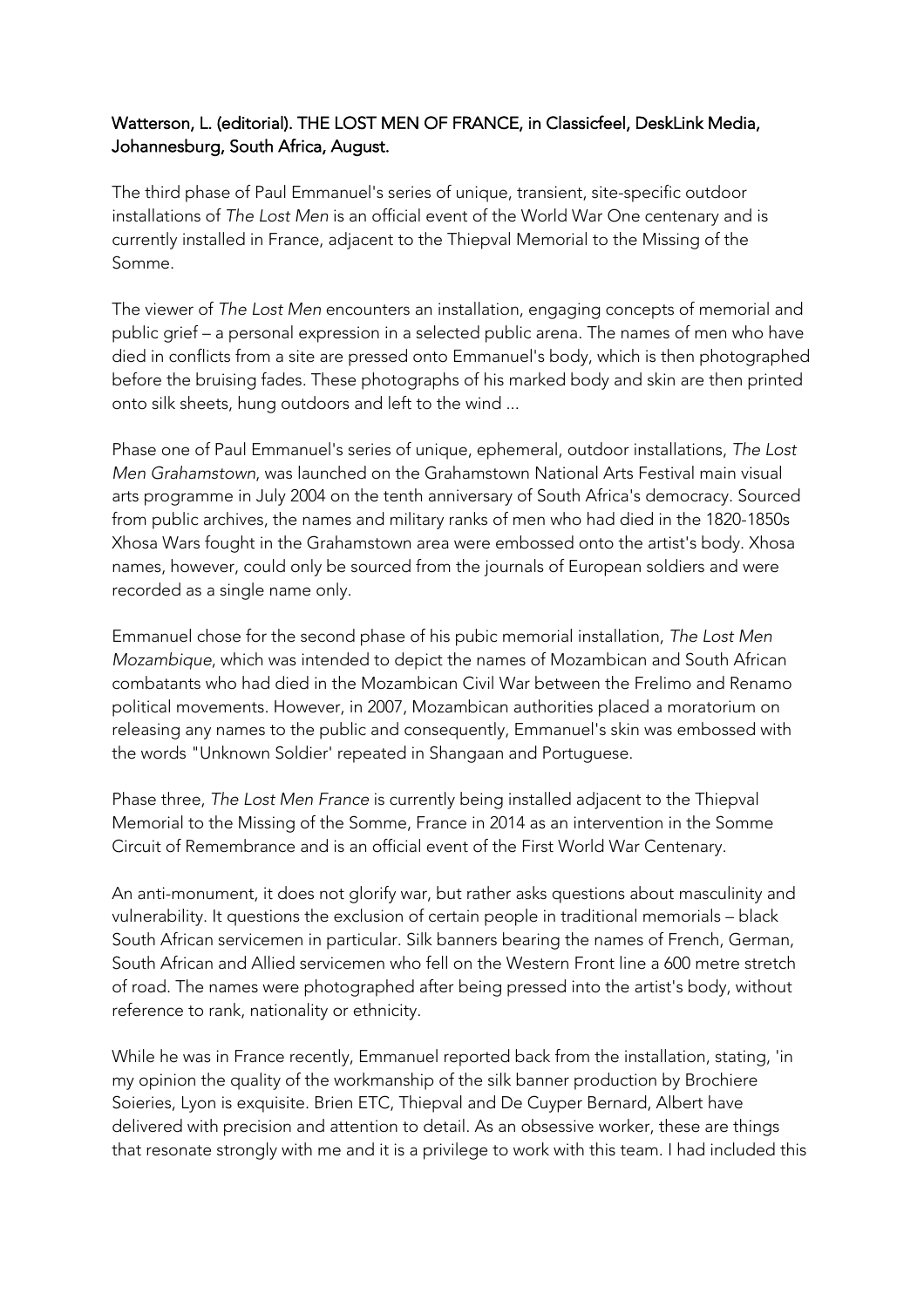Watterson, L. (editorial). THE LOST MEN OF FRANCE, in Classicfeel, DeskLink Media, Johannesburg, South Africa, August.

The third phase of Paul Emmanuel's series of unique, transient, site-specific outdoor installations of *The Lost Men* is an official event of the World War One centenary and is currently installed in France, adjacent to the Thiepval Memorial to the Missing of the Somme.

The viewer of *The Lost Men* encounters an installation, engaging concepts of memorial and public grief – a personal expression in a selected public arena. The names of men who have died in conflicts from a site are pressed onto Emmanuel's body, which is then photographed before the bruising fades. These photographs of his marked body and skin are then printed onto silk sheets, hung outdoors and left to the wind ...

Phase one of Paul Emmanuel's series of unique, ephemeral, outdoor installations, *The Lost Men Grahamstown*, was launched on the Grahamstown National Arts Festival main visual arts programme in July 2004 on the tenth anniversary of South Africa's democracy. Sourced from public archives, the names and military ranks of men who had died in the 1820-1850s Xhosa Wars fought in the Grahamstown area were embossed onto the artist's body. Xhosa names, however, could only be sourced from the journals of European soldiers and were recorded as a single name only.

Emmanuel chose for the second phase of his pubic memorial installation, *The Lost Men Mozambique*, which was intended to depict the names of Mozambican and South African combatants who had died in the Mozambican Civil War between the Frelimo and Renamo political movements. However, in 2007, Mozambican authorities placed a moratorium on releasing any names to the public and consequently, Emmanuel's skin was embossed with the words "Unknown Soldier' repeated in Shangaan and Portuguese.

Phase three, *The Lost Men France* is currently being installed adjacent to the Thiepval Memorial to the Missing of the Somme, France in 2014 as an intervention in the Somme Circuit of Remembrance and is an official event of the First World War Centenary.

An anti-monument, it does not glorify war, but rather asks questions about masculinity and vulnerability. It questions the exclusion of certain people in traditional memorials – black South African servicemen in particular. Silk banners bearing the names of French, German, South African and Allied servicemen who fell on the Western Front line a 600 metre stretch of road. The names were photographed after being pressed into the artist's body, without reference to rank, nationality or ethnicity.

While he was in France recently, Emmanuel reported back from the installation, stating, 'in my opinion the quality of the workmanship of the silk banner production by Brochiere Soieries, Lyon is exquisite. Brien ETC, Thiepval and De Cuyper Bernard, Albert have delivered with precision and attention to detail. As an obsessive worker, these are things that resonate strongly with me and it is a privilege to work with this team. I had included this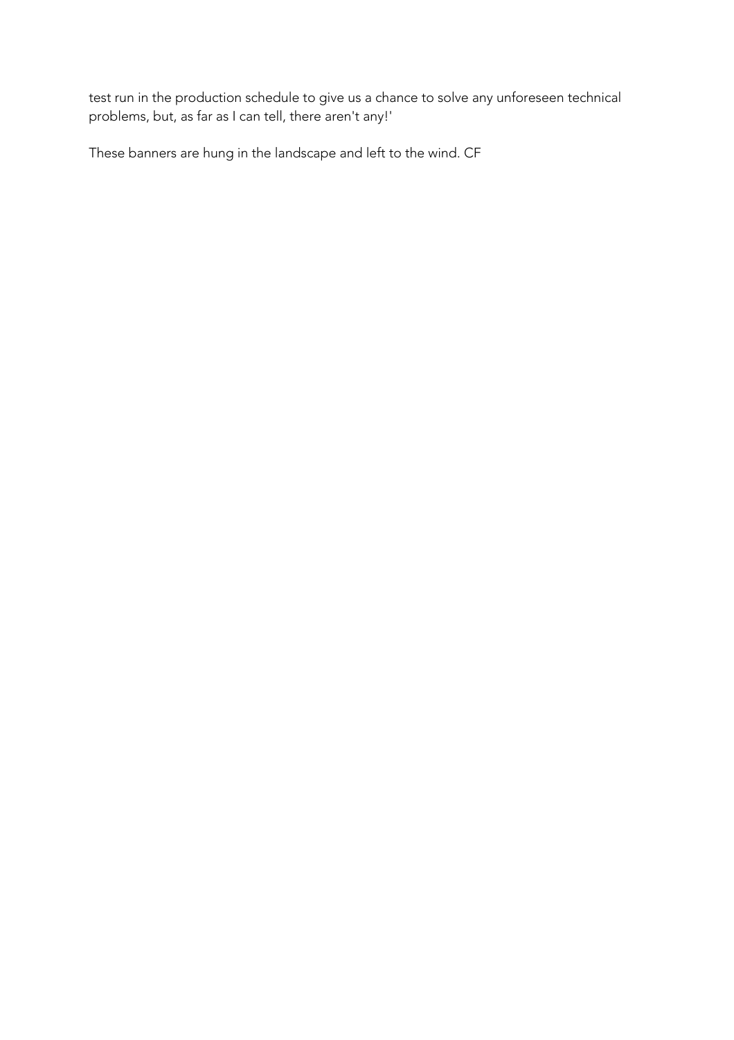test run in the production schedule to give us a chance to solve any unforeseen technical problems, but, as far as I can tell, there aren't any!'

These banners are hung in the landscape and left to the wind. CF